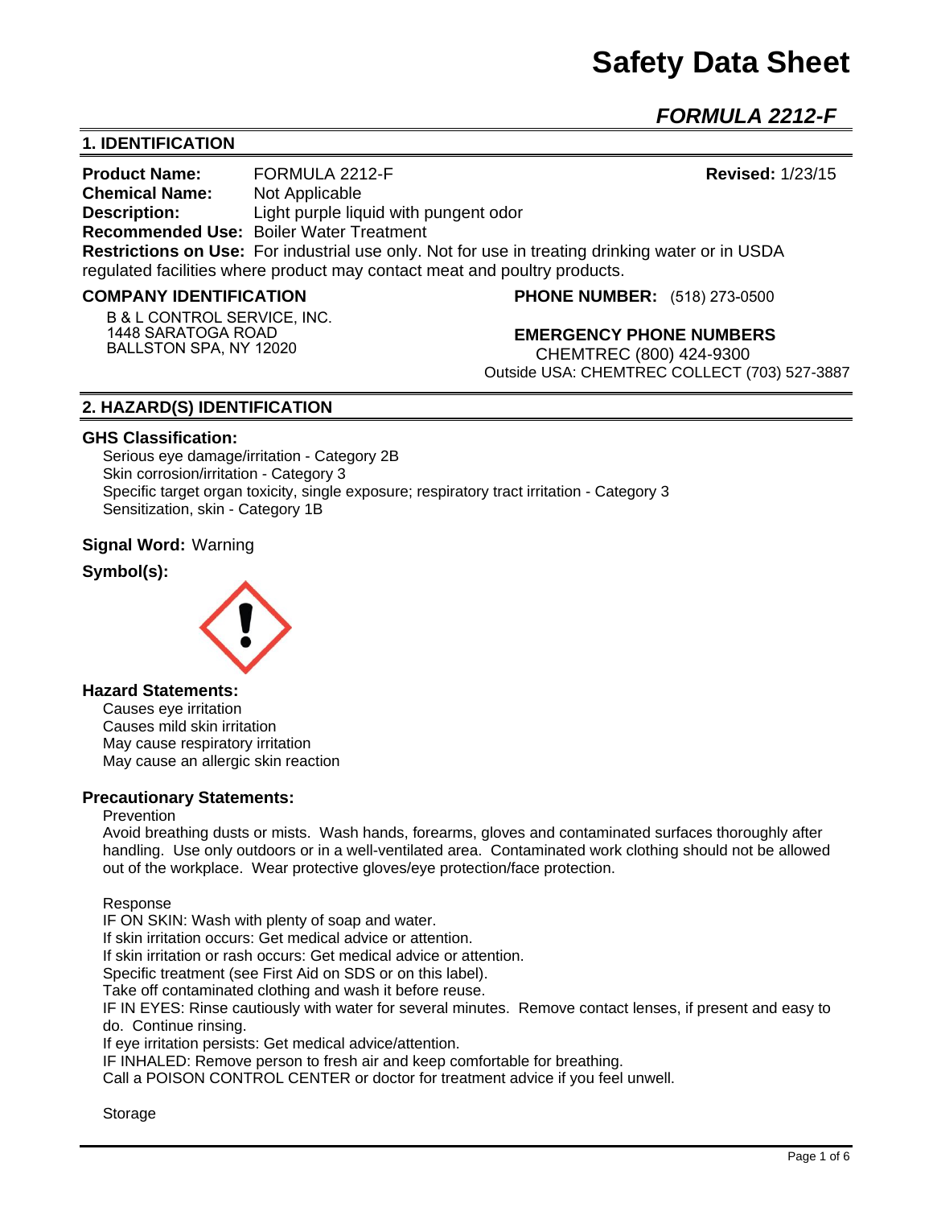# Safety Data Sheet

## *FORMULA 2212-F*

## 1. IDENTIFICATION

**Product Name:** FORMULA 2212-F **Revised:** 1/23/15

**Chemical Name:** Not Applicable

**Description:** Light purple liquid with pungent odor

**Recommended Use:** Boiler Water Treatment

**Restrictions on Use:** For industrial use only. Not for use in treating drinking water or in USDA regulated facilities where product may contact meat and poultry products.

**COMPANY IDENTIFICATION**

B & L CONTROL SERVICE, INC.
1448 SARATOGA ROAD
BALLSTON SPA, NY 12020

**PHONE NUMBER:** (518) 273-0500

**EMERGENCY PHONE NUMBERS**

CHEMTREC (800) 424-9300
Outside USA: CHEMTREC COLLECT (703) 527-3887

## 2. HAZARD(S) IDENTIFICATION

**GHS Classification:**

Serious eye damage/irritation - Category 2B
Skin corrosion/irritation - Category 3
Specific target organ toxicity, single exposure; respiratory tract irritation - Category 3
Sensitization, skin - Category 1B

**Signal Word:** Warning

**Symbol(s):**

**Hazard Statements:**

Causes eye irritation
Causes mild skin irritation
May cause respiratory irritation
May cause an allergic skin reaction

**Precautionary Statements:**

Prevention

Avoid breathing dusts or mists. Wash hands, forearms, gloves and contaminated surfaces thoroughly after handling. Use only outdoors or in a well-ventilated area. Contaminated work clothing should not be allowed out of the workplace. Wear protective gloves/eye protection/face protection.

Response

IF ON SKIN: Wash with plenty of soap and water.
If skin irritation occurs: Get medical advice or attention.
If skin irritation or rash occurs: Get medical advice or attention.
Specific treatment (see First Aid on SDS or on this label).
Take off contaminated clothing and wash it before reuse.
IF IN EYES: Rinse cautiously with water for several minutes. Remove contact lenses, if present and easy to do. Continue rinsing.
If eye irritation persists: Get medical advice/attention.
IF INHALED: Remove person to fresh air and keep comfortable for breathing.
Call a POISON CONTROL CENTER or doctor for treatment advice if you feel unwell.

Storage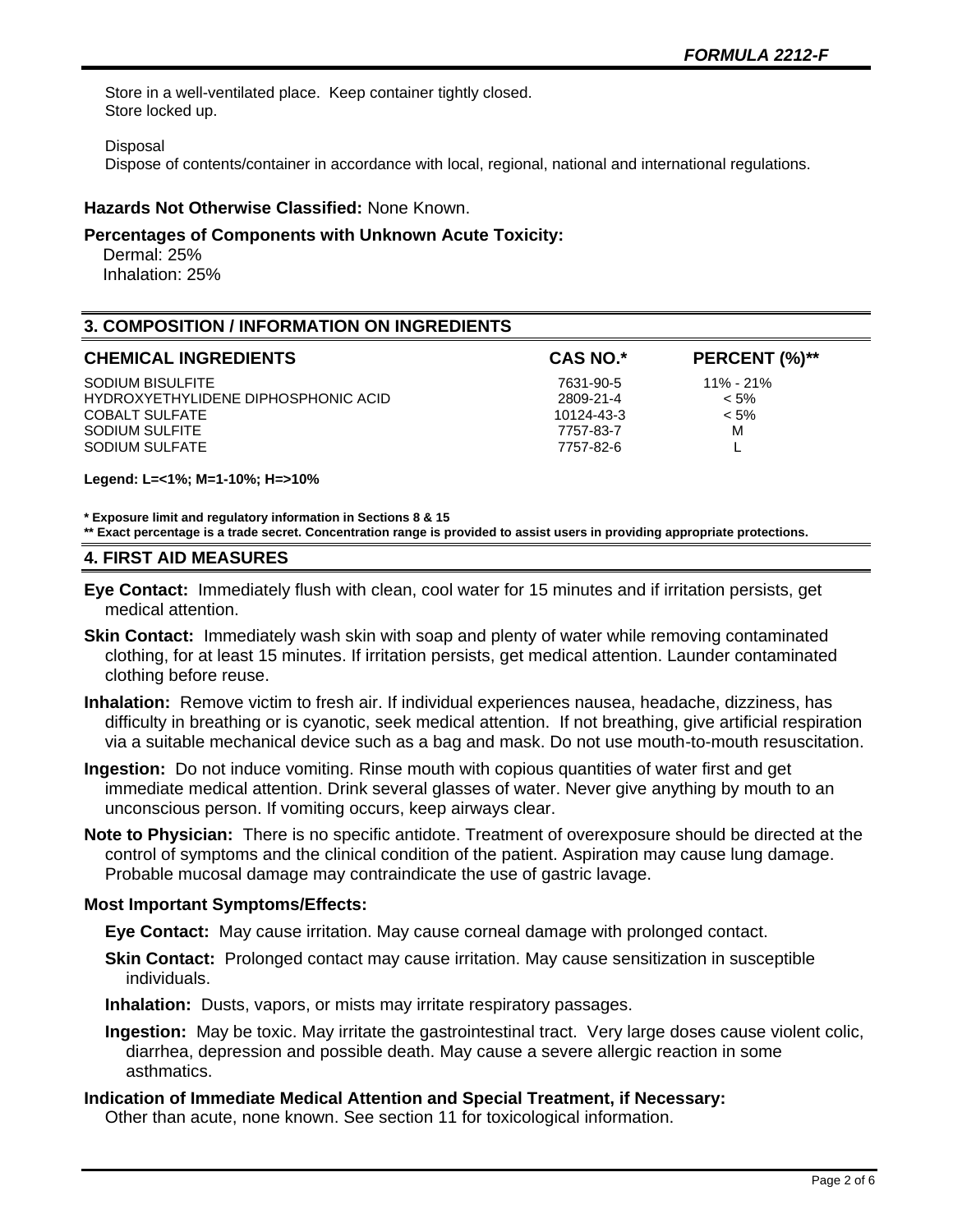Store in a well-ventilated place. Keep container tightly closed.
Store locked up.

Disposal
Dispose of contents/container in accordance with local, regional, national and international regulations.

**Hazards Not Otherwise Classified:** None Known.

**Percentages of Components with Unknown Acute Toxicity:**
Dermal: 25%
Inhalation: 25%

## 3. COMPOSITION / INFORMATION ON INGREDIENTS

| CHEMICAL INGREDIENTS | CAS NO.* | PERCENT (%)** |
|---|---|---|
| SODIUM BISULFITE | 7631-90-5 | 11% - 21% |
| HYDROXYETHYLIDENE DIPHOSPHONIC ACID | 2809-21-4 | < 5% |
| COBALT SULFATE | 10124-43-3 | < 5% |
| SODIUM SULFITE | 7757-83-7 | M |
| SODIUM SULFATE | 7757-82-6 | L |

**Legend: L=<1%; M=1-10%; H=>10%**

**\* Exposure limit and regulatory information in Sections 8 & 15**
**\*\* Exact percentage is a trade secret. Concentration range is provided to assist users in providing appropriate protections.**

## 4. FIRST AID MEASURES

**Eye Contact:** Immediately flush with clean, cool water for 15 minutes and if irritation persists, get medical attention.

**Skin Contact:** Immediately wash skin with soap and plenty of water while removing contaminated clothing, for at least 15 minutes. If irritation persists, get medical attention. Launder contaminated clothing before reuse.

**Inhalation:** Remove victim to fresh air. If individual experiences nausea, headache, dizziness, has difficulty in breathing or is cyanotic, seek medical attention. If not breathing, give artificial respiration via a suitable mechanical device such as a bag and mask. Do not use mouth-to-mouth resuscitation.

**Ingestion:** Do not induce vomiting. Rinse mouth with copious quantities of water first and get immediate medical attention. Drink several glasses of water. Never give anything by mouth to an unconscious person. If vomiting occurs, keep airways clear.

**Note to Physician:** There is no specific antidote. Treatment of overexposure should be directed at the control of symptoms and the clinical condition of the patient. Aspiration may cause lung damage. Probable mucosal damage may contraindicate the use of gastric lavage.

**Most Important Symptoms/Effects:**

**Eye Contact:** May cause irritation. May cause corneal damage with prolonged contact.

**Skin Contact:** Prolonged contact may cause irritation. May cause sensitization in susceptible individuals.

**Inhalation:** Dusts, vapors, or mists may irritate respiratory passages.

**Ingestion:** May be toxic. May irritate the gastrointestinal tract. Very large doses cause violent colic, diarrhea, depression and possible death. May cause a severe allergic reaction in some asthmatics.

**Indication of Immediate Medical Attention and Special Treatment, if Necessary:**
Other than acute, none known. See section 11 for toxicological information.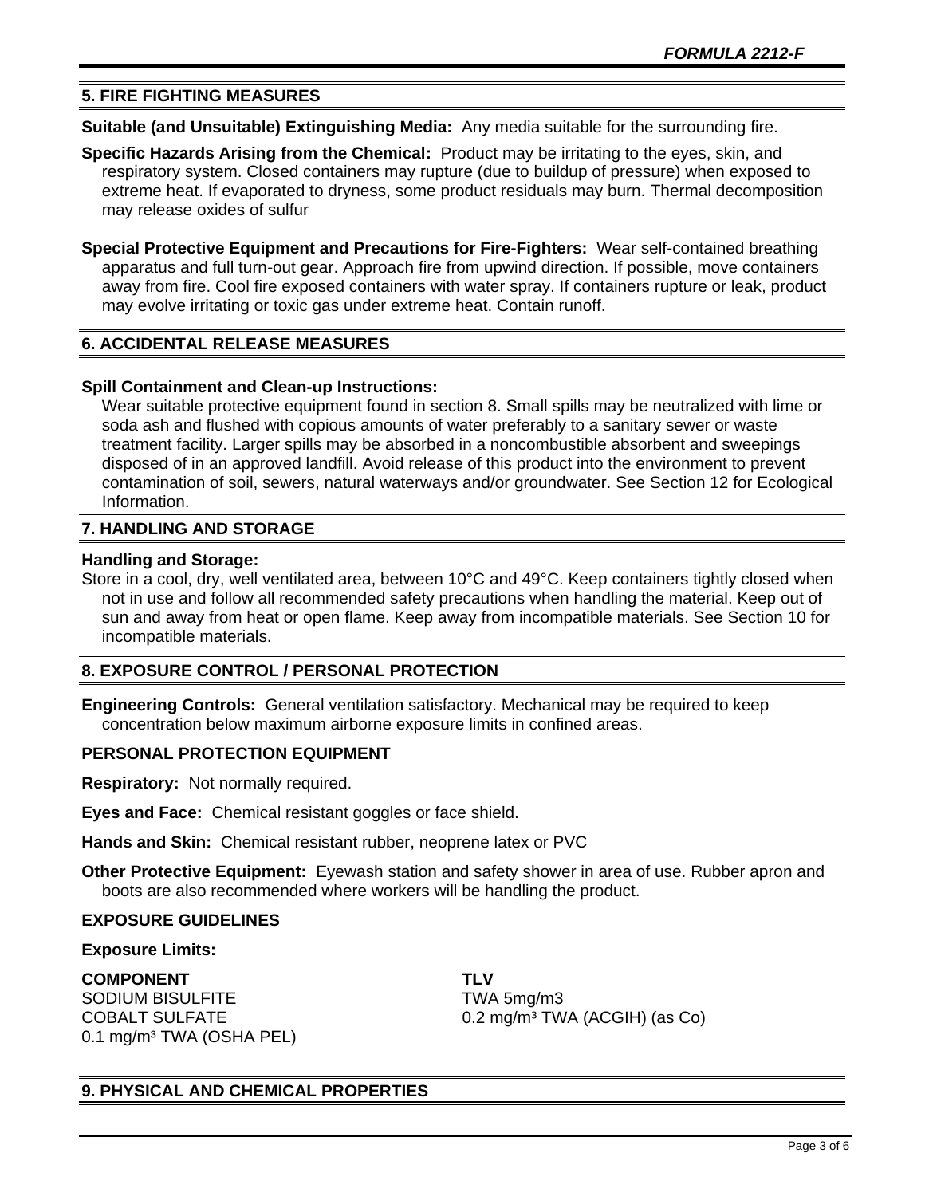## 5. FIRE FIGHTING MEASURES

**Suitable (and Unsuitable) Extinguishing Media:** Any media suitable for the surrounding fire.

**Specific Hazards Arising from the Chemical:** Product may be irritating to the eyes, skin, and respiratory system. Closed containers may rupture (due to buildup of pressure) when exposed to extreme heat. If evaporated to dryness, some product residuals may burn. Thermal decomposition may release oxides of sulfur

**Special Protective Equipment and Precautions for Fire-Fighters:** Wear self-contained breathing apparatus and full turn-out gear. Approach fire from upwind direction. If possible, move containers away from fire. Cool fire exposed containers with water spray. If containers rupture or leak, product may evolve irritating or toxic gas under extreme heat. Contain runoff.

## 6. ACCIDENTAL RELEASE MEASURES

**Spill Containment and Clean-up Instructions:**

Wear suitable protective equipment found in section 8. Small spills may be neutralized with lime or soda ash and flushed with copious amounts of water preferably to a sanitary sewer or waste treatment facility. Larger spills may be absorbed in a noncombustible absorbent and sweepings disposed of in an approved landfill. Avoid release of this product into the environment to prevent contamination of soil, sewers, natural waterways and/or groundwater. See Section 12 for Ecological Information.

## 7. HANDLING AND STORAGE

**Handling and Storage:**

Store in a cool, dry, well ventilated area, between 10°C and 49°C. Keep containers tightly closed when not in use and follow all recommended safety precautions when handling the material. Keep out of sun and away from heat or open flame. Keep away from incompatible materials. See Section 10 for incompatible materials.

## 8. EXPOSURE CONTROL / PERSONAL PROTECTION

**Engineering Controls:** General ventilation satisfactory. Mechanical may be required to keep concentration below maximum airborne exposure limits in confined areas.

### PERSONAL PROTECTION EQUIPMENT

**Respiratory:** Not normally required.

**Eyes and Face:** Chemical resistant goggles or face shield.

**Hands and Skin:** Chemical resistant rubber, neoprene latex or PVC

**Other Protective Equipment:** Eyewash station and safety shower in area of use. Rubber apron and boots are also recommended where workers will be handling the product.

### EXPOSURE GUIDELINES

**Exposure Limits:**

| COMPONENT | TLV |
|---|---|
| SODIUM BISULFITE | TWA 5mg/m3 |
| COBALT SULFATE | 0.2 mg/m³ TWA (ACGIH) (as Co) |
| 0.1 mg/m³ TWA (OSHA PEL) | |

## 9. PHYSICAL AND CHEMICAL PROPERTIES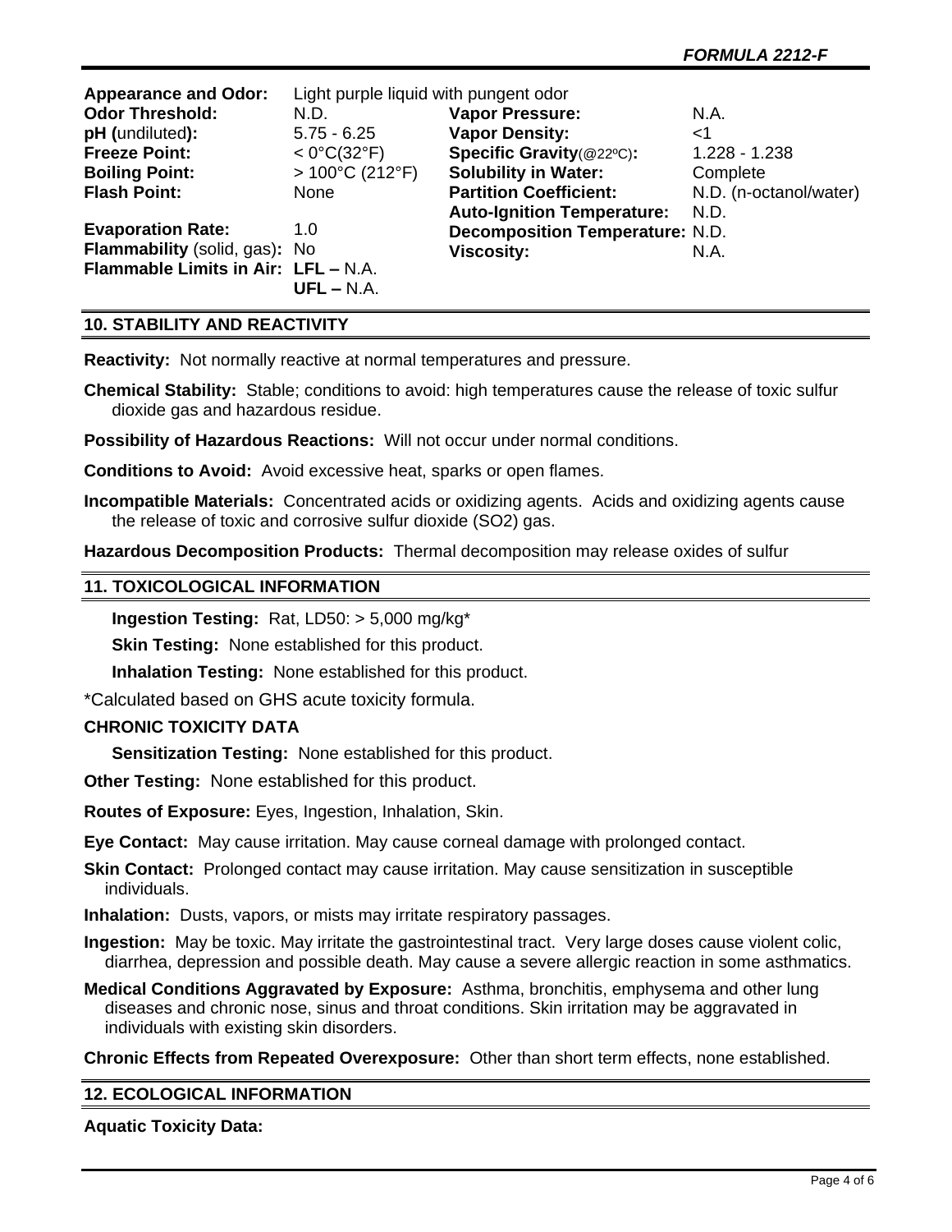| | | | |
|---|---|---|---|
| **Appearance and Odor:** | Light purple liquid with pungent odor | | |
| **Odor Threshold:** | N.D. | **Vapor Pressure:** | N.A. |
| **pH (**undiluted**):** | 5.75 - 6.25 | **Vapor Density:** | <1 |
| **Freeze Point:** | < 0°C(32°F) | **Specific Gravity**(@22ºC)**:** | 1.228 - 1.238 |
| **Boiling Point:** | > 100°C (212°F) | **Solubility in Water:** | Complete |
| **Flash Point:** | None | **Partition Coefficient:** | N.D. (n-octanol/water) |
| | | **Auto-Ignition Temperature:** | N.D. |
| **Evaporation Rate:** | 1.0 | **Decomposition Temperature:** | N.D. |
| **Flammability** (solid, gas)**:** | No | **Viscosity:** | N.A. |
| **Flammable Limits in Air:** | **LFL –** N.A.<br>**UFL –** N.A. | | |

## 10. STABILITY AND REACTIVITY

**Reactivity:** Not normally reactive at normal temperatures and pressure.

**Chemical Stability:** Stable; conditions to avoid: high temperatures cause the release of toxic sulfur dioxide gas and hazardous residue.

**Possibility of Hazardous Reactions:** Will not occur under normal conditions.

**Conditions to Avoid:** Avoid excessive heat, sparks or open flames.

**Incompatible Materials:** Concentrated acids or oxidizing agents. Acids and oxidizing agents cause the release of toxic and corrosive sulfur dioxide ($SO_2$) gas.

**Hazardous Decomposition Products:** Thermal decomposition may release oxides of sulfur

## 11. TOXICOLOGICAL INFORMATION

**Ingestion Testing:** Rat, LD50: > 5,000 mg/kg*

**Skin Testing:** None established for this product.

**Inhalation Testing:** None established for this product.

*Calculated based on GHS acute toxicity formula.

**CHRONIC TOXICITY DATA**

**Sensitization Testing:** None established for this product.

**Other Testing:** None established for this product.

**Routes of Exposure:** Eyes, Ingestion, Inhalation, Skin.

**Eye Contact:** May cause irritation. May cause corneal damage with prolonged contact.

**Skin Contact:** Prolonged contact may cause irritation. May cause sensitization in susceptible individuals.

**Inhalation:** Dusts, vapors, or mists may irritate respiratory passages.

**Ingestion:** May be toxic. May irritate the gastrointestinal tract. Very large doses cause violent colic, diarrhea, depression and possible death. May cause a severe allergic reaction in some asthmatics.

**Medical Conditions Aggravated by Exposure:** Asthma, bronchitis, emphysema and other lung diseases and chronic nose, sinus and throat conditions. Skin irritation may be aggravated in individuals with existing skin disorders.

**Chronic Effects from Repeated Overexposure:** Other than short term effects, none established.

## 12. ECOLOGICAL INFORMATION

**Aquatic Toxicity Data:**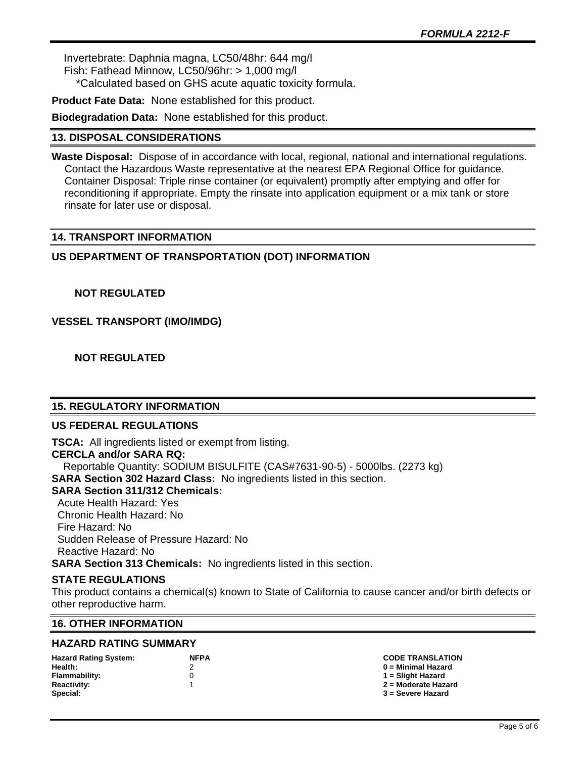Invertebrate: Daphnia magna, LC50/48hr: 644 mg/l
Fish: Fathead Minnow, LC50/96hr: > 1,000 mg/l
*Calculated based on GHS acute aquatic toxicity formula.

**Product Fate Data:** None established for this product.

**Biodegradation Data:** None established for this product.

## 13. DISPOSAL CONSIDERATIONS

**Waste Disposal:** Dispose of in accordance with local, regional, national and international regulations. Contact the Hazardous Waste representative at the nearest EPA Regional Office for guidance. Container Disposal: Triple rinse container (or equivalent) promptly after emptying and offer for reconditioning if appropriate. Empty the rinsate into application equipment or a mix tank or store rinsate for later use or disposal.

## 14. TRANSPORT INFORMATION

### US DEPARTMENT OF TRANSPORTATION (DOT) INFORMATION

**NOT REGULATED**

### VESSEL TRANSPORT (IMO/IMDG)

**NOT REGULATED**

## 15. REGULATORY INFORMATION

### US FEDERAL REGULATIONS

**TSCA:** All ingredients listed or exempt from listing.
**CERCLA and/or SARA RQ:**
Reportable Quantity: SODIUM BISULFITE (CAS#7631-90-5) - 5000lbs. (2273 kg)
**SARA Section 302 Hazard Class:** No ingredients listed in this section.
**SARA Section 311/312 Chemicals:**
Acute Health Hazard: Yes
Chronic Health Hazard: No
Fire Hazard: No
Sudden Release of Pressure Hazard: No
Reactive Hazard: No
**SARA Section 313 Chemicals:** No ingredients listed in this section.

### STATE REGULATIONS

This product contains a chemical(s) known to State of California to cause cancer and/or birth defects or other reproductive harm.

## 16. OTHER INFORMATION

### HAZARD RATING SUMMARY

| Hazard Rating System: | NFPA | CODE TRANSLATION |
|---|---|---|
| Health: | 2 | 0 = Minimal Hazard |
| Flammability: | 0 | 1 = Slight Hazard |
| Reactivity: | 1 | 2 = Moderate Hazard |
| Special: | | 3 = Severe Hazard |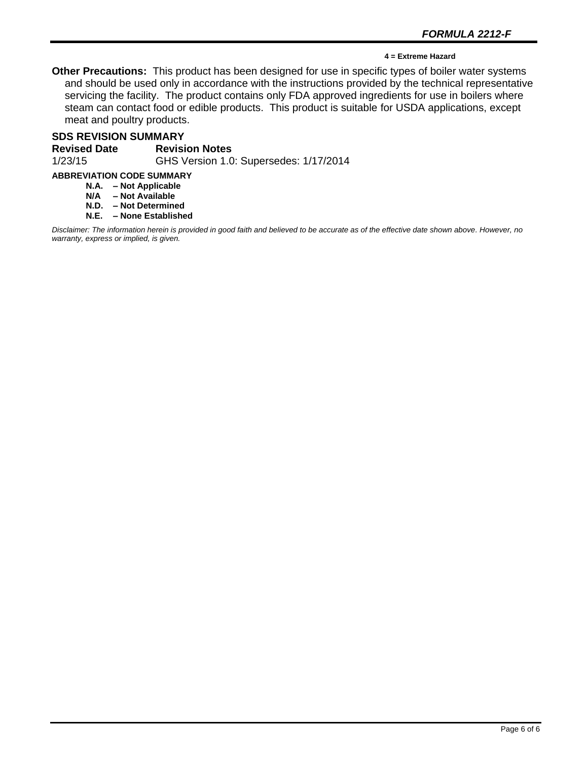**4 = Extreme Hazard**

**Other Precautions:** This product has been designed for use in specific types of boiler water systems and should be used only in accordance with the instructions provided by the technical representative servicing the facility. The product contains only FDA approved ingredients for use in boilers where steam can contact food or edible products. This product is suitable for USDA applications, except meat and poultry products.

## SDS REVISION SUMMARY

| Revised Date | Revision Notes |
|---|---|
| 1/23/15 | GHS Version 1.0: Supersedes: 1/17/2014 |

**ABBREVIATION CODE SUMMARY**

- **N.A. – Not Applicable**
- **N/A – Not Available**
- **N.D. – Not Determined**
- **N.E. – None Established**

*Disclaimer: The information herein is provided in good faith and believed to be accurate as of the effective date shown above. However, no warranty, express or implied, is given.*